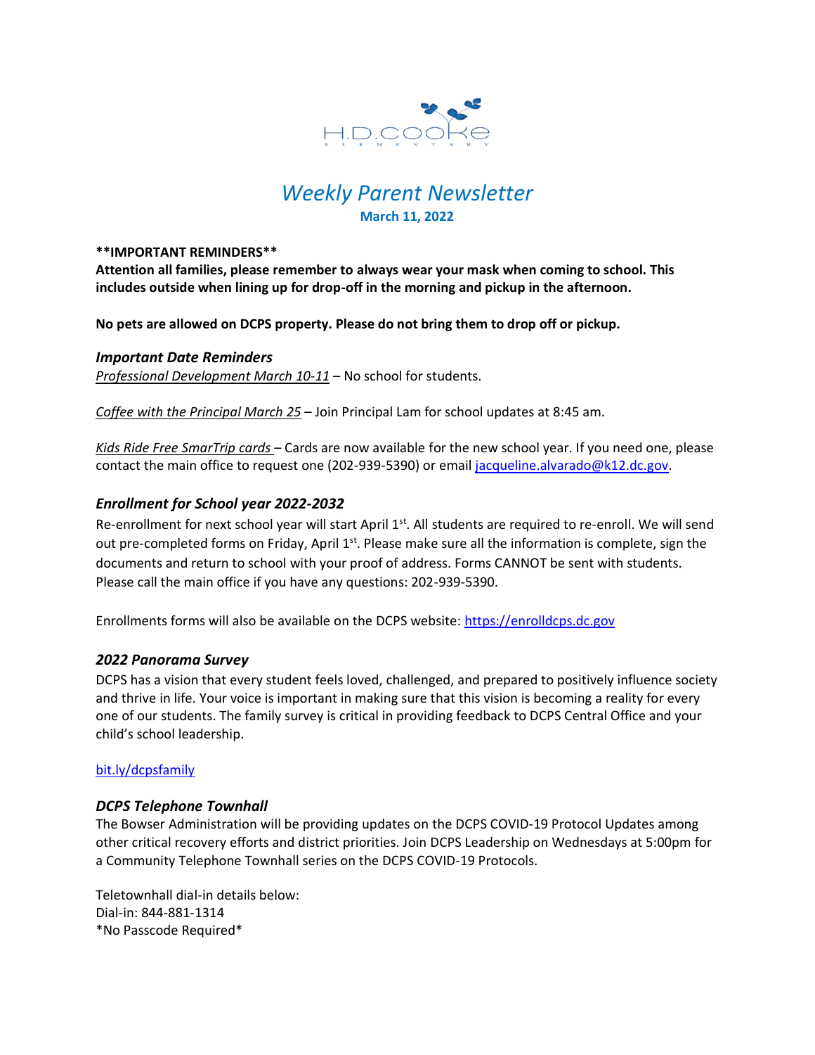H.D.COOKE ELEMENTARY

# *Weekly Parent Newsletter*

**March 11, 2022**

****IMPORTANT REMINDERS****

**Attention all families, please remember to always wear your mask when coming to school. This includes outside when lining up for drop-off in the morning and pickup in the afternoon.**

**No pets are allowed on DCPS property. Please do not bring them to drop off or pickup.**

## *Important Date Reminders*

*Professional Development March 10-11* – No school for students.

*Coffee with the Principal March 25* – Join Principal Lam for school updates at 8:45 am.

*Kids Ride Free SmarTrip cards* – Cards are now available for the new school year. If you need one, please contact the main office to request one (202-939-5390) or email jacqueline.alvarado@k12.dc.gov.

## *Enrollment for School year 2022-2032*

Re-enrollment for next school year will start April 1st. All students are required to re-enroll. We will send out pre-completed forms on Friday, April 1st. Please make sure all the information is complete, sign the documents and return to school with your proof of address. Forms CANNOT be sent with students. Please call the main office if you have any questions: 202-939-5390.

Enrollments forms will also be available on the DCPS website: https://enrolldcps.dc.gov

## *2022 Panorama Survey*

DCPS has a vision that every student feels loved, challenged, and prepared to positively influence society and thrive in life. Your voice is important in making sure that this vision is becoming a reality for every one of our students. The family survey is critical in providing feedback to DCPS Central Office and your child's school leadership.

bit.ly/dcpsfamily

## *DCPS Telephone Townhall*

The Bowser Administration will be providing updates on the DCPS COVID-19 Protocol Updates among other critical recovery efforts and district priorities. Join DCPS Leadership on Wednesdays at 5:00pm for a Community Telephone Townhall series on the DCPS COVID-19 Protocols.

Teletownhall dial-in details below:
Dial-in: 844-881-1314
*No Passcode Required*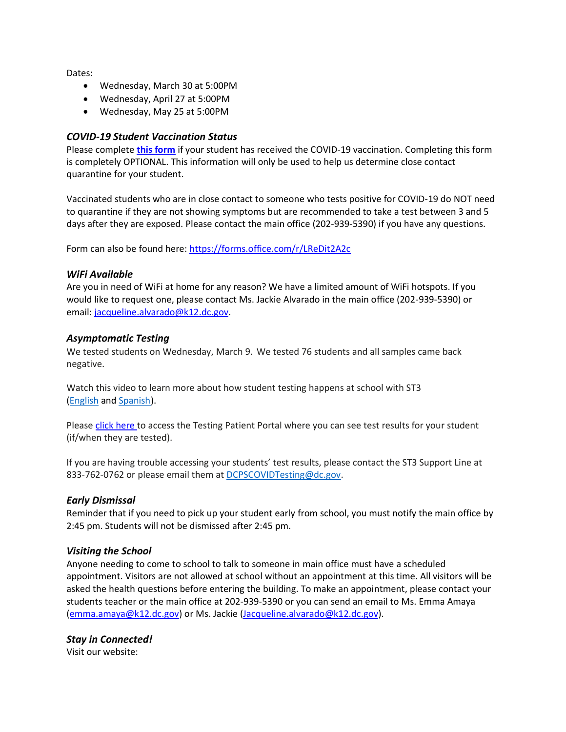Dates:

- Wednesday, March 30 at 5:00PM
- Wednesday, April 27 at 5:00PM
- Wednesday, May 25 at 5:00PM

### ***COVID-19 Student Vaccination Status***

Please complete **[this form]** if your student has received the COVID-19 vaccination. Completing this form is completely OPTIONAL. This information will only be used to help us determine close contact quarantine for your student.

Vaccinated students who are in close contact to someone who tests positive for COVID-19 do NOT need to quarantine if they are not showing symptoms but are recommended to take a test between 3 and 5 days after they are exposed. Please contact the main office (202-939-5390) if you have any questions.

Form can also be found here: https://forms.office.com/r/LReDit2A2c

### ***WiFi Available***

Are you in need of WiFi at home for any reason? We have a limited amount of WiFi hotspots. If you would like to request one, please contact Ms. Jackie Alvarado in the main office (202-939-5390) or email: jacqueline.alvarado@k12.dc.gov.

### ***Asymptomatic Testing***

We tested students on Wednesday, March 9. We tested 76 students and all samples came back negative.

Watch this video to learn more about how student testing happens at school with ST3 (English and Spanish).

Please click here to access the Testing Patient Portal where you can see test results for your student (if/when they are tested).

If you are having trouble accessing your students' test results, please contact the ST3 Support Line at 833-762-0762 or please email them at DCPSCOVIDTesting@dc.gov.

### ***Early Dismissal***

Reminder that if you need to pick up your student early from school, you must notify the main office by 2:45 pm. Students will not be dismissed after 2:45 pm.

### ***Visiting the School***

Anyone needing to come to school to talk to someone in main office must have a scheduled appointment. Visitors are not allowed at school without an appointment at this time. All visitors will be asked the health questions before entering the building. To make an appointment, please contact your students teacher or the main office at 202-939-5390 or you can send an email to Ms. Emma Amaya (emma.amaya@k12.dc.gov) or Ms. Jackie (Jacqueline.alvarado@k12.dc.gov).

### ***Stay in Connected!***

Visit our website: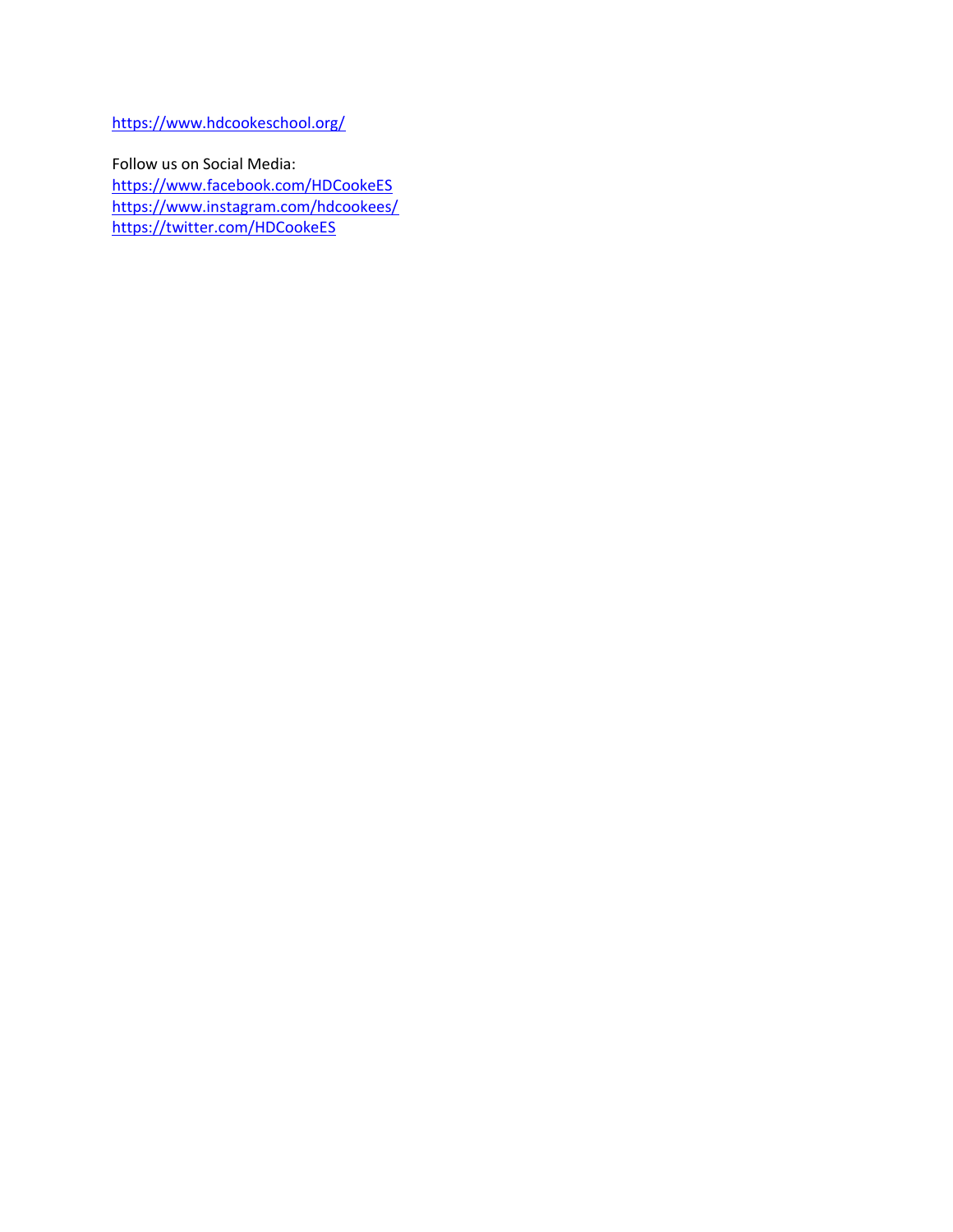https://www.hdcookeschool.org/

Follow us on Social Media:
https://www.facebook.com/HDCookeES
https://www.instagram.com/hdcookees/
https://twitter.com/HDCookeES